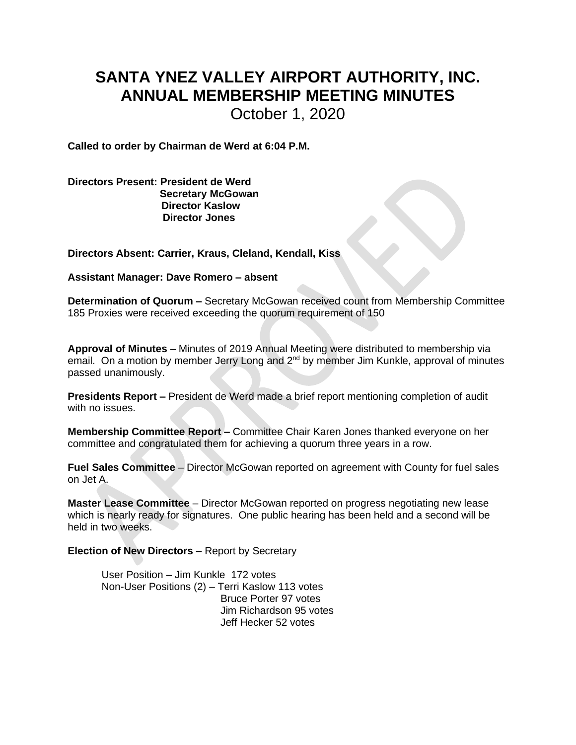# SANTA YNEZ VALLEY AIRPORT AUTHORITY, INC.
# ANNUAL MEMBERSHIP MEETING MINUTES

October 1, 2020

**Called to order by Chairman de Werd at 6:04 P.M.**

**Directors Present: President de Werd**
**Secretary McGowan**
**Director Kaslow**
**Director Jones**

**Directors Absent: Carrier, Kraus, Cleland, Kendall, Kiss**

**Assistant Manager: Dave Romero – absent**

**Determination of Quorum –** Secretary McGowan received count from Membership Committee 185 Proxies were received exceeding the quorum requirement of 150

**Approval of Minutes** – Minutes of 2019 Annual Meeting were distributed to membership via email. On a motion by member Jerry Long and 2nd by member Jim Kunkle, approval of minutes passed unanimously.

**Presidents Report –** President de Werd made a brief report mentioning completion of audit with no issues.

**Membership Committee Report –** Committee Chair Karen Jones thanked everyone on her committee and congratulated them for achieving a quorum three years in a row.

**Fuel Sales Committee** – Director McGowan reported on agreement with County for fuel sales on Jet A.

**Master Lease Committee** – Director McGowan reported on progress negotiating new lease which is nearly ready for signatures. One public hearing has been held and a second will be held in two weeks.

**Election of New Directors** – Report by Secretary

User Position – Jim Kunkle 172 votes
Non-User Positions (2) – Terri Kaslow 113 votes
Bruce Porter 97 votes
Jim Richardson 95 votes
Jeff Hecker 52 votes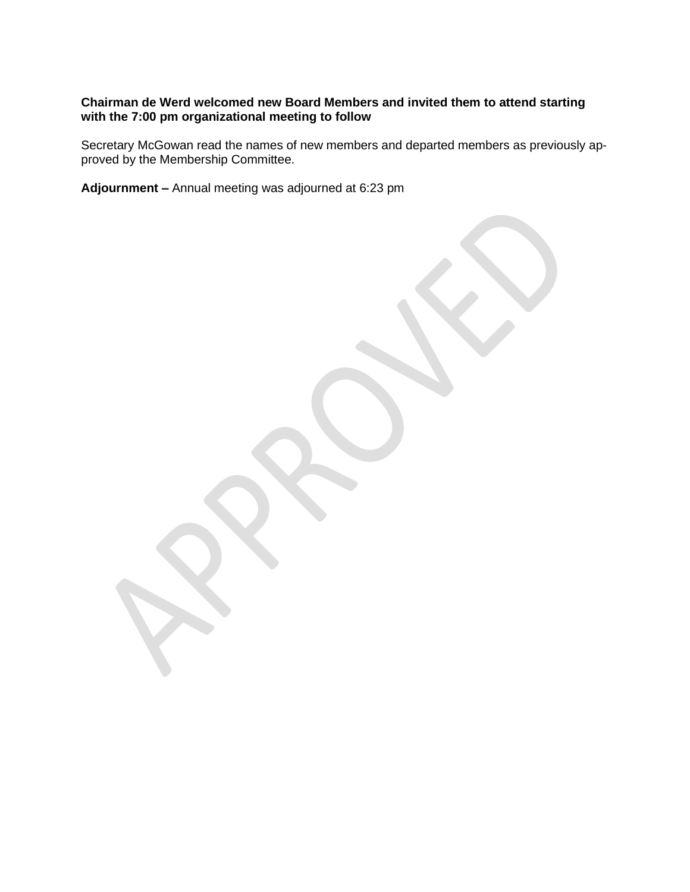**Chairman de Werd welcomed new Board Members and invited them to attend starting with the 7:00 pm organizational meeting to follow**

Secretary McGowan read the names of new members and departed members as previously approved by the Membership Committee.

**Adjournment –** Annual meeting was adjourned at 6:23 pm